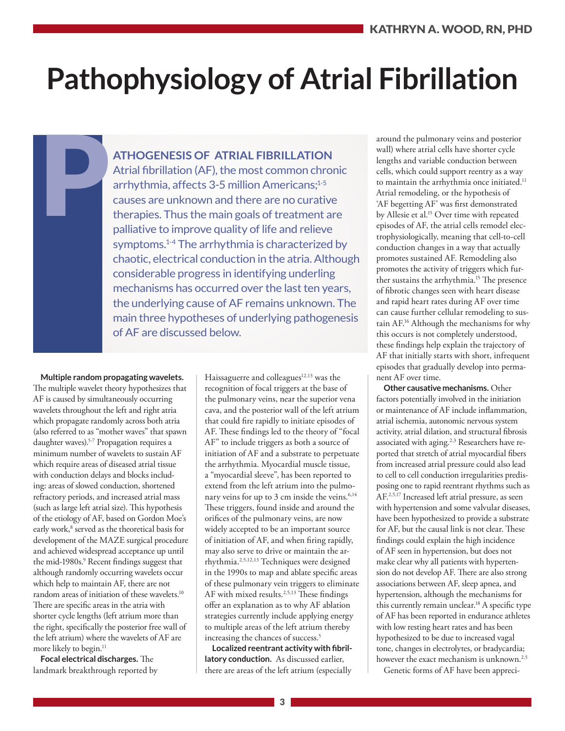# Pathophysiology of Atrial Fibrillation

Kathryn A. Wood, RN, PhD

## PATHOGENESIS OF ATRIAL FIBRILLATION

Atrial fibrillation (AF), the most common chronic arrhythmia, affects 3-5 million Americans;[1-5] causes are unknown and there are no curative therapies. Thus the main goals of treatment are palliative to improve quality of life and relieve symptoms.[1-4] The arrhythmia is characterized by chaotic, electrical conduction in the atria. Although considerable progress in identifying underling mechanisms has occurred over the last ten years, the underlying cause of AF remains unknown. The main three hypotheses of underlying pathogenesis of AF are discussed below.

**Multiple random propagating wavelets.** The multiple wavelet theory hypothesizes that AF is caused by simultaneously occurring wavelets throughout the left and right atria which propagate randomly across both atria (also referred to as "mother waves" that spawn daughter waves).[5-7] Propagation requires a minimum number of wavelets to sustain AF which require areas of diseased atrial tissue with conduction delays and blocks including: areas of slowed conduction, shortened refractory periods, and increased atrial mass (such as large left atrial size). This hypothesis of the etiology of AF, based on Gordon Moe's early work,[8] served as the theoretical basis for development of the MAZE surgical procedure and achieved widespread acceptance up until the mid-1980s.[9] Recent findings suggest that although randomly occurring wavelets occur which help to maintain AF, there are not random areas of initiation of these wavelets.[10] There are specific areas in the atria with shorter cycle lengths (left atrium more than the right, specifically the posterior free wall of the left atrium) where the wavelets of AF are more likely to begin.[11]

**Focal electrical discharges.** The landmark breakthrough reported by Haissaguerre and colleagues[12,13] was the recognition of focal triggers at the base of the pulmonary veins, near the superior vena cava, and the posterior wall of the left atrium that could fire rapidly to initiate episodes of AF. These findings led to the theory of "focal AF" to include triggers as both a source of initiation of AF and a substrate to perpetuate the arrhythmia. Myocardial muscle tissue, a "myocardial sleeve", has been reported to extend from the left atrium into the pulmonary veins for up to 3 cm inside the veins.[6,14] These triggers, found inside and around the orifices of the pulmonary veins, are now widely accepted to be an important source of initiation of AF, and when firing rapidly, may also serve to drive or maintain the arrhythmia.[2,5,12,13] Techniques were designed in the 1990s to map and ablate specific areas of these pulmonary vein triggers to eliminate AF with mixed results.[2,5,13] These findings offer an explanation as to why AF ablation strategies currently include applying energy to multiple areas of the left atrium thereby increasing the chances of success.[5]

**Localized reentrant activity with fibrillatory conduction.** As discussed earlier, there are areas of the left atrium (especially around the pulmonary veins and posterior wall) where atrial cells have shorter cycle lengths and variable conduction between cells, which could support reentry as a way to maintain the arrhythmia once initiated.[11] Atrial remodeling, or the hypothesis of 'AF begetting AF' was first demonstrated by Allesie et al.[15] Over time with repeated episodes of AF, the atrial cells remodel electrophysiologically, meaning that cell-to-cell conduction changes in a way that actually promotes sustained AF. Remodeling also promotes the activity of triggers which further sustains the arrhythmia.[15] The presence of fibrotic changes seen with heart disease and rapid heart rates during AF over time can cause further cellular remodeling to sustain AF.[16] Although the mechanisms for why this occurs is not completely understood, these findings help explain the trajectory of AF that initially starts with short, infrequent episodes that gradually develop into permanent AF over time.

**Other causative mechanisms.** Other factors potentially involved in the initiation or maintenance of AF include inflammation, atrial ischemia, autonomic nervous system activity, atrial dilation, and structural fibrosis associated with aging.[2,3] Researchers have reported that stretch of atrial myocardial fibers from increased atrial pressure could also lead to cell to cell conduction irregularities predisposing one to rapid reentrant rhythms such as AF.[2,5,17] Increased left atrial pressure, as seen with hypertension and some valvular diseases, have been hypothesized to provide a substrate for AF, but the causal link is not clear. These findings could explain the high incidence of AF seen in hypertension, but does not make clear why all patients with hypertension do not develop AF. There are also strong associations between AF, sleep apnea, and hypertension, although the mechanisms for this currently remain unclear.[18] A specific type of AF has been reported in endurance athletes with low resting heart rates and has been hypothesized to be due to increased vagal tone, changes in electrolytes, or bradycardia; however the exact mechanism is unknown.[2,5]

Genetic forms of AF have been appreci-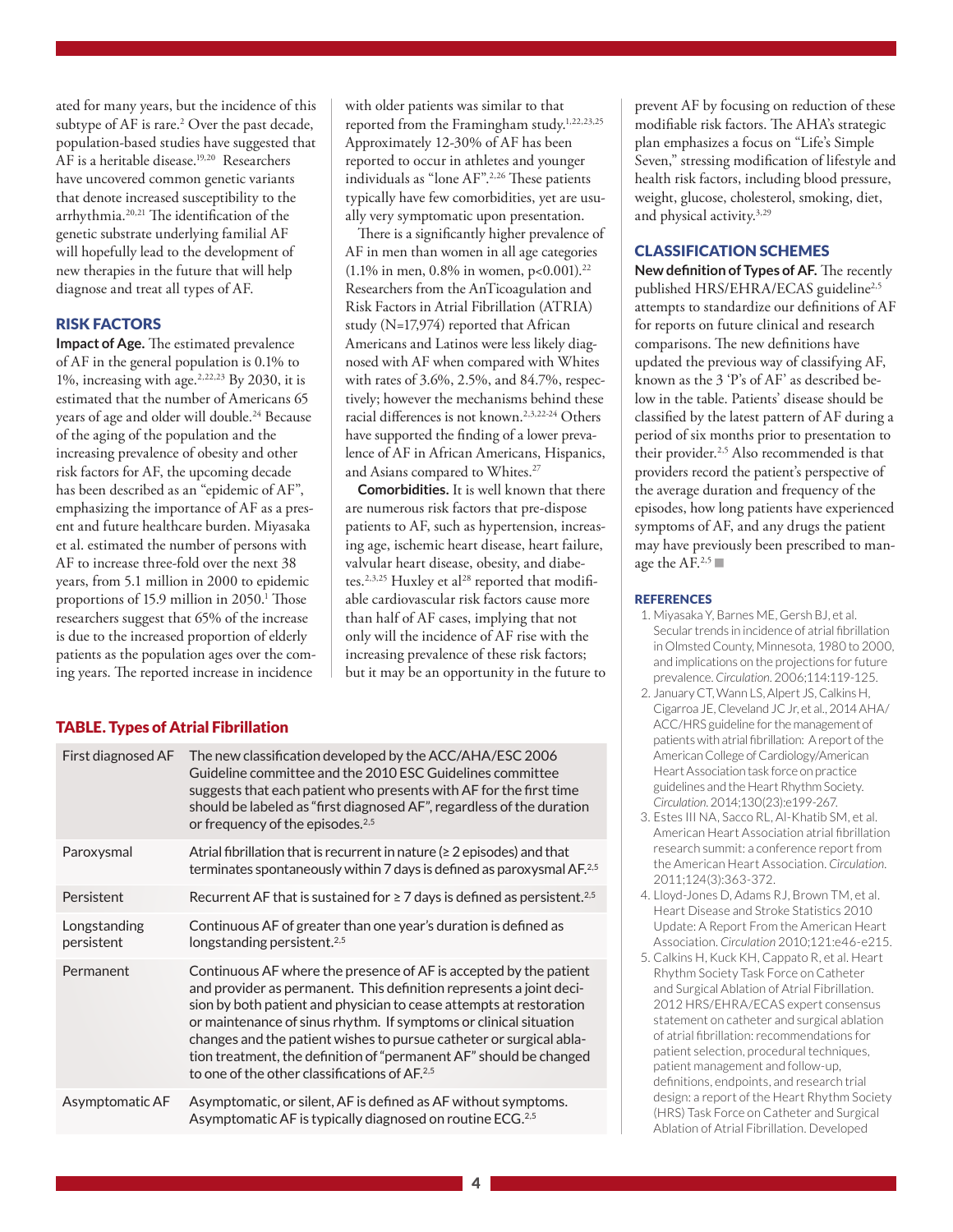ated for many years, but the incidence of this subtype of AF is rare.[2] Over the past decade, population-based studies have suggested that AF is a heritable disease.[19,20] Researchers have uncovered common genetic variants that denote increased susceptibility to the arrhythmia.[20,21] The identification of the genetic substrate underlying familial AF will hopefully lead to the development of new therapies in the future that will help diagnose and treat all types of AF.

## RISK FACTORS

**Impact of Age.** The estimated prevalence of AF in the general population is 0.1% to 1%, increasing with age.[2,22,23] By 2030, it is estimated that the number of Americans 65 years of age and older will double.[24] Because of the aging of the population and the increasing prevalence of obesity and other risk factors for AF, the upcoming decade has been described as an "epidemic of AF", emphasizing the importance of AF as a present and future healthcare burden. Miyasaka et al. estimated the number of persons with AF to increase three-fold over the next 38 years, from 5.1 million in 2000 to epidemic proportions of 15.9 million in 2050.[1] Those researchers suggest that 65% of the increase is due to the increased proportion of elderly patients as the population ages over the coming years. The reported increase in incidence with older patients was similar to that reported from the Framingham study.[1,22,23,25] Approximately 12-30% of AF has been reported to occur in athletes and younger individuals as "lone AF".[2,26] These patients typically have few comorbidities, yet are usually very symptomatic upon presentation.

There is a significantly higher prevalence of AF in men than women in all age categories (1.1% in men, 0.8% in women, $p<0.001$).[22] Researchers from the AnTicoagulation and Risk Factors in Atrial Fibrillation (ATRIA) study (N=17,974) reported that African Americans and Latinos were less likely diagnosed with AF when compared with Whites with rates of 3.6%, 2.5%, and 84.7%, respectively; however the mechanisms behind these racial differences is not known.[2,3,22-24] Others have supported the finding of a lower prevalence of AF in African Americans, Hispanics, and Asians compared to Whites.[27]

**Comorbidities.** It is well known that there are numerous risk factors that pre-dispose patients to AF, such as hypertension, increasing age, ischemic heart disease, heart failure, valvular heart disease, obesity, and diabetes.[2,3,25] Huxley et al[28] reported that modifiable cardiovascular risk factors cause more than half of AF cases, implying that not only will the incidence of AF rise with the increasing prevalence of these risk factors; but it may be an opportunity in the future to prevent AF by focusing on reduction of these modifiable risk factors. The AHA's strategic plan emphasizes a focus on "Life's Simple Seven," stressing modification of lifestyle and health risk factors, including blood pressure, weight, glucose, cholesterol, smoking, diet, and physical activity.[3,29]

## CLASSIFICATION SCHEMES

**New definition of Types of AF.** The recently published HRS/EHRA/ECAS guideline[2,5] attempts to standardize our definitions of AF for reports on future clinical and research comparisons. The new definitions have updated the previous way of classifying AF, known as the 3 'P's of AF' as described below in the table. Patients' disease should be classified by the latest pattern of AF during a period of six months prior to presentation to their provider.[2,5] Also recommended is that providers record the patient's perspective of the average duration and frequency of the episodes, how long patients have experienced symptoms of AF, and any drugs the patient may have previously been prescribed to manage the AF.[2,5]

**TABLE. Types of Atrial Fibrillation**

| | |
|---|---|
| First diagnosed AF | The new classification developed by the ACC/AHA/ESC 2006 Guideline committee and the 2010 ESC Guidelines committee suggests that each patient who presents with AF for the first time should be labeled as "first diagnosed AF", regardless of the duration or frequency of the episodes.[2,5] |
| Paroxysmal | Atrial fibrillation that is recurrent in nature (≥ 2 episodes) and that terminates spontaneously within 7 days is defined as paroxysmal AF.[2,5] |
| Persistent | Recurrent AF that is sustained for ≥ 7 days is defined as persistent.[2,5] |
| Longstanding persistent | Continuous AF of greater than one year's duration is defined as longstanding persistent.[2,5] |
| Permanent | Continuous AF where the presence of AF is accepted by the patient and provider as permanent. This definition represents a joint decision by both patient and physician to cease attempts at restoration or maintenance of sinus rhythm. If symptoms or clinical situation changes and the patient wishes to pursue catheter or surgical ablation treatment, the definition of "permanent AF" should be changed to one of the other classifications of AF.[2,5] |
| Asymptomatic AF | Asymptomatic, or silent, AF is defined as AF without symptoms. Asymptomatic AF is typically diagnosed on routine ECG.[2,5] |

## REFERENCES

1. Miyasaka Y, Barnes ME, Gersh BJ, et al. Secular trends in incidence of atrial fibrillation in Olmsted County, Minnesota, 1980 to 2000, and implications on the projections for future prevalence. *Circulation*. 2006;114:119-125.
2. January CT, Wann LS, Alpert JS, Calkins H, Cigarroa JE, Cleveland JC Jr, et al., 2014 AHA/ACC/HRS guideline for the management of patients with atrial fibrillation: A report of the American College of Cardiology/American Heart Association task force on practice guidelines and the Heart Rhythm Society. *Circulation*. 2014;130(23):e199-267.
3. Estes III NA, Sacco RL, Al-Khatib SM, et al. American Heart Association atrial fibrillation research summit: a conference report from the American Heart Association. *Circulation*. 2011;124(3):363-372.
4. Lloyd-Jones D, Adams RJ, Brown TM, et al. Heart Disease and Stroke Statistics 2010 Update: A Report From the American Heart Association. *Circulation* 2010;121:e46-e215.
5. Calkins H, Kuck KH, Cappato R, et al. Heart Rhythm Society Task Force on Catheter and Surgical Ablation of Atrial Fibrillation. 2012 HRS/EHRA/ECAS expert consensus statement on catheter and surgical ablation of atrial fibrillation: recommendations for patient selection, procedural techniques, patient management and follow-up, definitions, endpoints, and research trial design: a report of the Heart Rhythm Society (HRS) Task Force on Catheter and Surgical Ablation of Atrial Fibrillation. Developed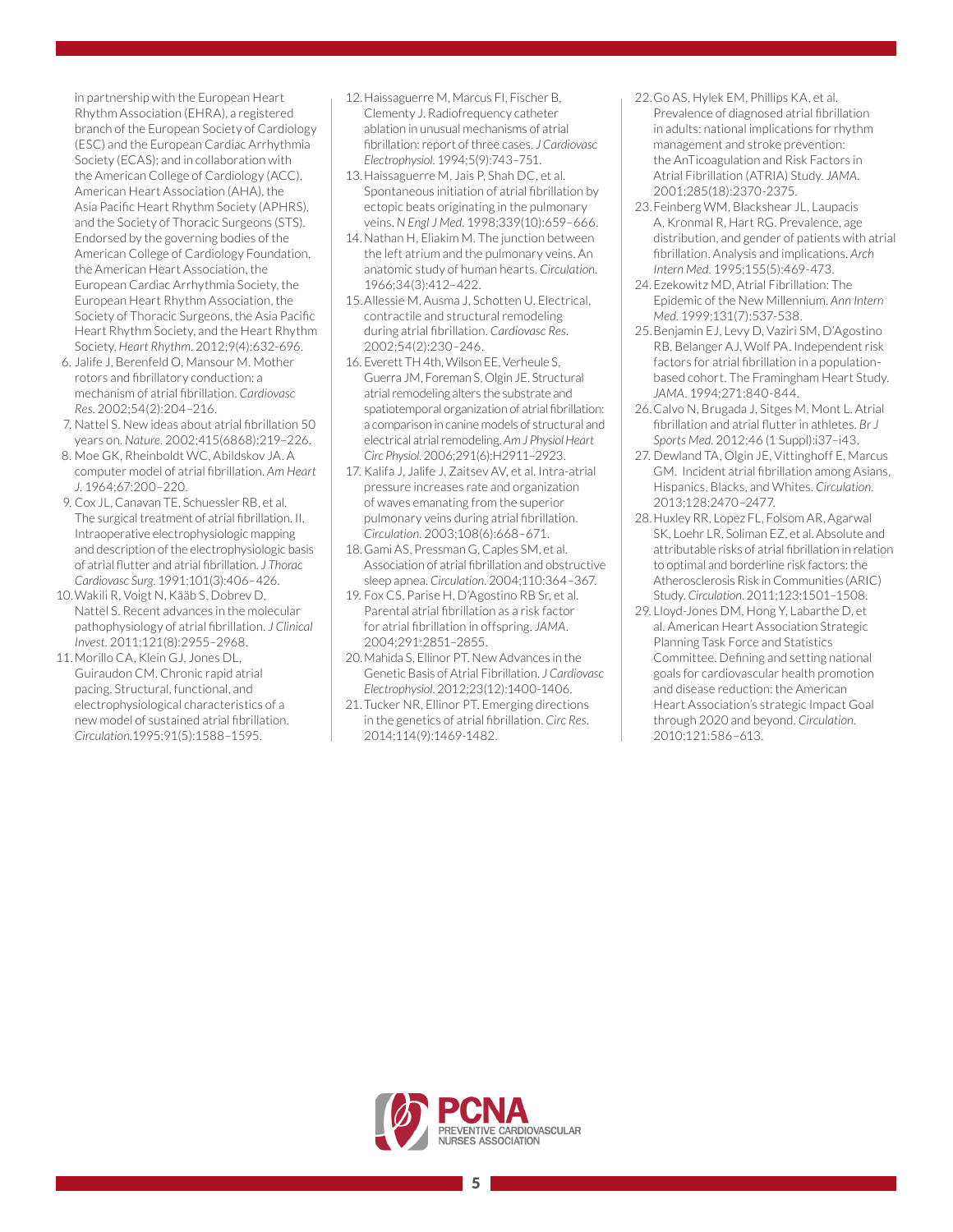in partnership with the European Heart Rhythm Association (EHRA), a registered branch of the European Society of Cardiology (ESC) and the European Cardiac Arrhythmia Society (ECAS); and in collaboration with the American College of Cardiology (ACC), American Heart Association (AHA), the Asia Pacific Heart Rhythm Society (APHRS), and the Society of Thoracic Surgeons (STS). Endorsed by the governing bodies of the American College of Cardiology Foundation, the American Heart Association, the European Cardiac Arrhythmia Society, the European Heart Rhythm Association, the Society of Thoracic Surgeons, the Asia Pacific Heart Rhythm Society, and the Heart Rhythm Society. *Heart Rhythm*. 2012;9(4):632-696.

6. Jalife J, Berenfeld O, Mansour M. Mother rotors and fibrillatory conduction: a mechanism of atrial fibrillation. *Cardiovasc Res*. 2002;54(2):204–216.
7. Nattel S. New ideas about atrial fibrillation 50 years on. *Nature*. 2002;415(6868):219–226.
8. Moe GK, Rheinboldt WC, Abildskov JA. A computer model of atrial fibrillation. *Am Heart J*. 1964;67:200–220.
9. Cox JL, Canavan TE, Schuessler RB, et al. The surgical treatment of atrial fibrillation. II. Intraoperative electrophysiologic mapping and description of the electrophysiologic basis of atrial flutter and atrial fibrillation. *J Thorac Cardiovasc Surg*. 1991;101(3):406–426.
10. Wakili R, Voigt N, Kääb S, Dobrev D, Nattel S. Recent advances in the molecular pathophysiology of atrial fibrillation. *J Clinical Invest*. 2011;121(8):2955–2968.
11. Morillo CA, Klein GJ, Jones DL, Guiraudon CM. Chronic rapid atrial pacing. Structural, functional, and electrophysiological characteristics of a new model of sustained atrial fibrillation. *Circulation*.1995;91(5):1588–1595.
12. Haissaguerre M, Marcus FI, Fischer B, Clementy J. Radiofrequency catheter ablation in unusual mechanisms of atrial fibrillation: report of three cases. *J Cardiovasc Electrophysiol*. 1994;5(9):743–751.
13. Haissaguerre M, Jais P, Shah DC, et al. Spontaneous initiation of atrial fibrillation by ectopic beats originating in the pulmonary veins. *N Engl J Med*. 1998;339(10):659–666.
14. Nathan H, Eliakim M. The junction between the left atrium and the pulmonary veins. An anatomic study of human hearts. *Circulation*. 1966;34(3):412–422.
15. Allessie M, Ausma J, Schotten U. Electrical, contractile and structural remodeling during atrial fibrillation. *Cardiovasc Res*. 2002;54(2):230–246.
16. Everett TH 4th, Wilson EE, Verheule S, Guerra JM, Foreman S, Olgin JE. Structural atrial remodeling alters the substrate and spatiotemporal organization of atrial fibrillation: a comparison in canine models of structural and electrical atrial remodeling. *Am J Physiol Heart Circ Physiol*. 2006;291(6):H2911–2923.
17. Kalifa J, Jalife J, Zaitsev AV, et al. Intra-atrial pressure increases rate and organization of waves emanating from the superior pulmonary veins during atrial fibrillation. *Circulation*. 2003;108(6):668–671.
18. Gami AS, Pressman G, Caples SM, et al. Association of atrial fibrillation and obstructive sleep apnea. *Circulation*. 2004;110:364–367.
19. Fox CS, Parise H, D'Agostino RB Sr, et al. Parental atrial fibrillation as a risk factor for atrial fibrillation in offspring. *JAMA*. 2004;291:2851–2855.
20. Mahida S, Ellinor PT. New Advances in the Genetic Basis of Atrial Fibrillation. *J Cardiovasc Electrophysiol*. 2012;23(12):1400-1406.
21. Tucker NR, Ellinor PT. Emerging directions in the genetics of atrial fibrillation. *Circ Res*. 2014;114(9):1469-1482.
22. Go AS, Hylek EM, Phillips KA, et al. Prevalence of diagnosed atrial fibrillation in adults: national implications for rhythm management and stroke prevention: the AnTicoagulation and Risk Factors in Atrial Fibrillation (ATRIA) Study. *JAMA*. 2001;285(18):2370-2375.
23. Feinberg WM, Blackshear JL, Laupacis A, Kronmal R, Hart RG. Prevalence, age distribution, and gender of patients with atrial fibrillation. Analysis and implications. *Arch Intern Med*. 1995;155(5):469-473.
24. Ezekowitz MD, Atrial Fibrillation: The Epidemic of the New Millennium. *Ann Intern Med*. 1999;131(7):537-538.
25. Benjamin EJ, Levy D, Vaziri SM, D'Agostino RB, Belanger AJ, Wolf PA. Independent risk factors for atrial fibrillation in a population-based cohort. The Framingham Heart Study. *JAMA*. 1994;271:840-844.
26. Calvo N, Brugada J, Sitges M, Mont L. Atrial fibrillation and atrial flutter in athletes. *Br J Sports Med*. 2012;46 (1 Suppl):i37–i43.
27. Dewland TA, Olgin JE, Vittinghoff E, Marcus GM. Incident atrial fibrillation among Asians, Hispanics, Blacks, and Whites. *Circulation*. 2013;128:2470–2477.
28. Huxley RR, Lopez FL, Folsom AR, Agarwal SK, Loehr LR, Soliman EZ, et al. Absolute and attributable risks of atrial fibrillation in relation to optimal and borderline risk factors: the Atherosclerosis Risk in Communities (ARIC) Study. *Circulation*. 2011;123:1501–1508.
29. Lloyd-Jones DM, Hong Y, Labarthe D, et al. American Heart Association Strategic Planning Task Force and Statistics Committee. Defining and setting national goals for cardiovascular health promotion and disease reduction: the American Heart Association's strategic Impact Goal through 2020 and beyond. *Circulation*. 2010;121:586–613.